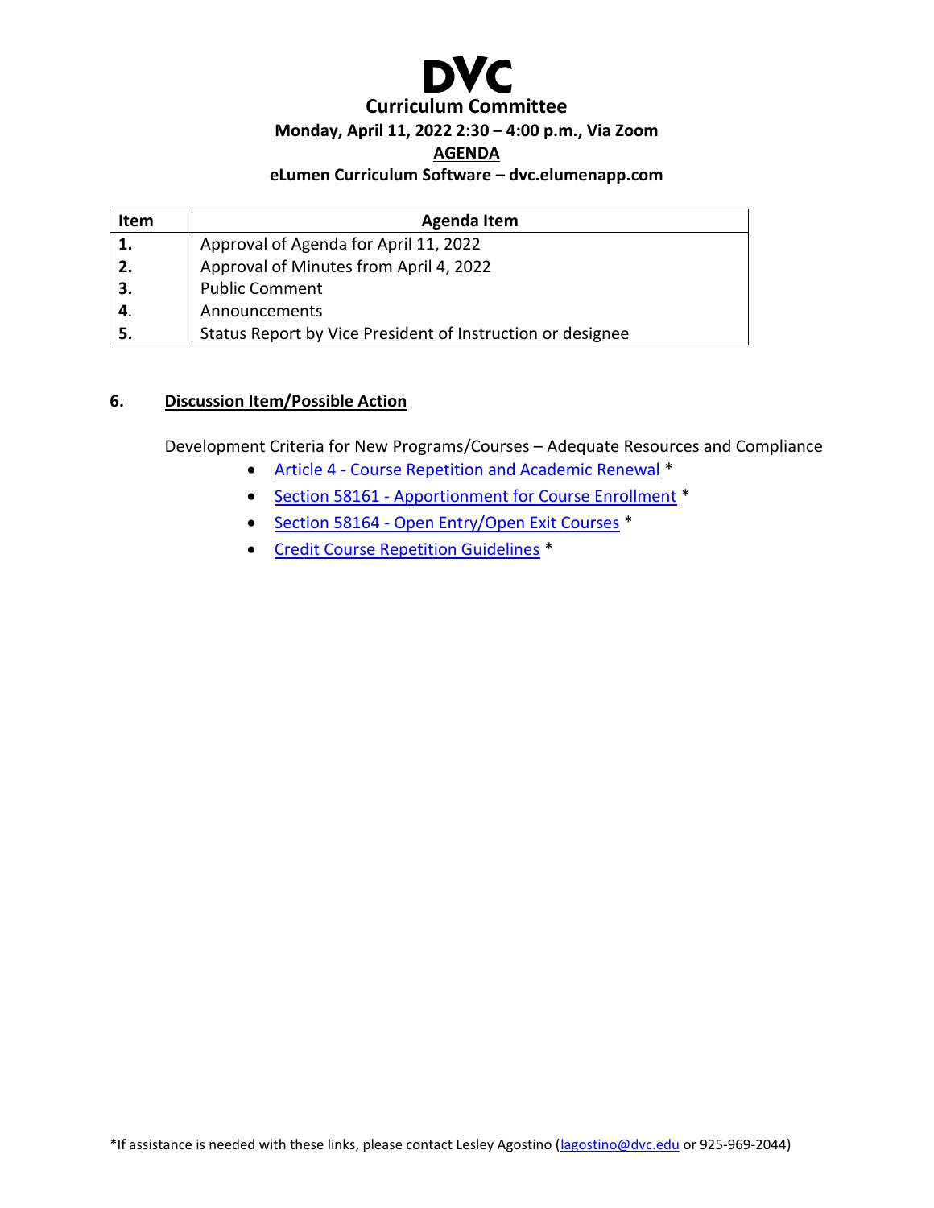# DVC

## Curriculum Committee

**Monday, April 11, 2022 2:30 – 4:00 p.m., Via Zoom**

**AGENDA**

**eLumen Curriculum Software – dvc.elumenapp.com**

| Item | Agenda Item |
|---|---|
| **1.** | Approval of Agenda for April 11, 2022 |
| **2.** | Approval of Minutes from April 4, 2022 |
| **3.** | Public Comment |
| **4.** | Announcements |
| **5.** | Status Report by Vice President of Instruction or designee |

**6. Discussion Item/Possible Action**

Development Criteria for New Programs/Courses – Adequate Resources and Compliance

- Article 4 - Course Repetition and Academic Renewal *
- Section 58161 - Apportionment for Course Enrollment *
- Section 58164 - Open Entry/Open Exit Courses *
- Credit Course Repetition Guidelines *

*If assistance is needed with these links, please contact Lesley Agostino (lagostino@dvc.edu or 925-969-2044)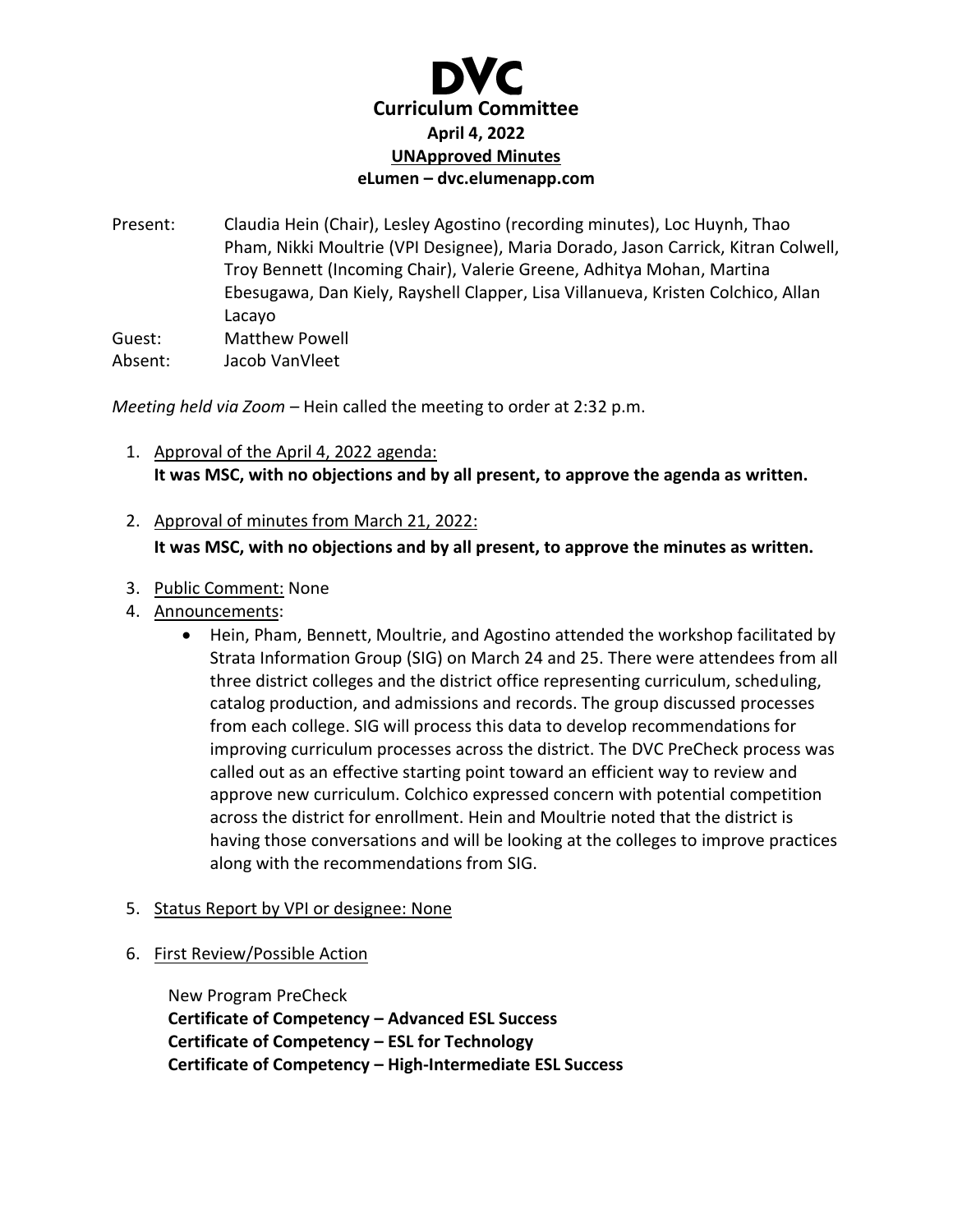# DVC

## Curriculum Committee

**April 4, 2022**

**UNApproved Minutes**

**eLumen – dvc.elumenapp.com**

Present: Claudia Hein (Chair), Lesley Agostino (recording minutes), Loc Huynh, Thao Pham, Nikki Moultrie (VPI Designee), Maria Dorado, Jason Carrick, Kitran Colwell, Troy Bennett (Incoming Chair), Valerie Greene, Adhitya Mohan, Martina Ebesugawa, Dan Kiely, Rayshell Clapper, Lisa Villanueva, Kristen Colchico, Allan Lacayo

Guest: Matthew Powell

Absent: Jacob VanVleet

*Meeting held via Zoom* – Hein called the meeting to order at 2:32 p.m.

1. Approval of the April 4, 2022 agenda:
   **It was MSC, with no objections and by all present, to approve the agenda as written.**

2. Approval of minutes from March 21, 2022:
   **It was MSC, with no objections and by all present, to approve the minutes as written.**

3. Public Comment: None

4. Announcements:
   - Hein, Pham, Bennett, Moultrie, and Agostino attended the workshop facilitated by Strata Information Group (SIG) on March 24 and 25. There were attendees from all three district colleges and the district office representing curriculum, scheduling, catalog production, and admissions and records. The group discussed processes from each college. SIG will process this data to develop recommendations for improving curriculum processes across the district. The DVC PreCheck process was called out as an effective starting point toward an efficient way to review and approve new curriculum. Colchico expressed concern with potential competition across the district for enrollment. Hein and Moultrie noted that the district is having those conversations and will be looking at the colleges to improve practices along with the recommendations from SIG.

5. Status Report by VPI or designee: None

6. First Review/Possible Action

   New Program PreCheck
   **Certificate of Competency – Advanced ESL Success**
   **Certificate of Competency – ESL for Technology**
   **Certificate of Competency – High-Intermediate ESL Success**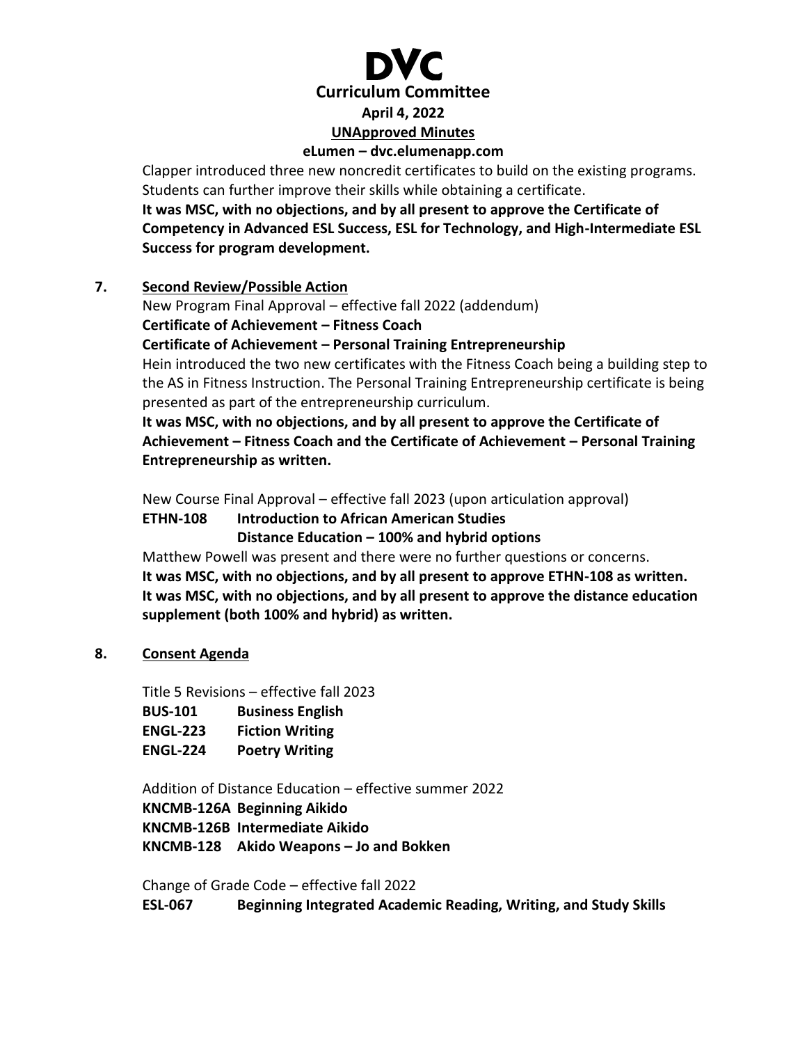Clapper introduced three new noncredit certificates to build on the existing programs. Students can further improve their skills while obtaining a certificate.

**It was MSC, with no objections, and by all present to approve the Certificate of Competency in Advanced ESL Success, ESL for Technology, and High-Intermediate ESL Success for program development.**

**7. Second Review/Possible Action**

New Program Final Approval – effective fall 2022 (addendum)

**Certificate of Achievement – Fitness Coach**

**Certificate of Achievement – Personal Training Entrepreneurship**

Hein introduced the two new certificates with the Fitness Coach being a building step to the AS in Fitness Instruction. The Personal Training Entrepreneurship certificate is being presented as part of the entrepreneurship curriculum.

**It was MSC, with no objections, and by all present to approve the Certificate of Achievement – Fitness Coach and the Certificate of Achievement – Personal Training Entrepreneurship as written.**

New Course Final Approval – effective fall 2023 (upon articulation approval)

**ETHN-108 Introduction to African American Studies**
**Distance Education – 100% and hybrid options**

Matthew Powell was present and there were no further questions or concerns.

**It was MSC, with no objections, and by all present to approve ETHN-108 as written.**
**It was MSC, with no objections, and by all present to approve the distance education supplement (both 100% and hybrid) as written.**

**8. Consent Agenda**

Title 5 Revisions – effective fall 2023

**BUS-101 Business English**
**ENGL-223 Fiction Writing**
**ENGL-224 Poetry Writing**

Addition of Distance Education – effective summer 2022

**KNCMB-126A Beginning Aikido**
**KNCMB-126B Intermediate Aikido**
**KNCMB-128 Akido Weapons – Jo and Bokken**

Change of Grade Code – effective fall 2022

**ESL-067 Beginning Integrated Academic Reading, Writing, and Study Skills**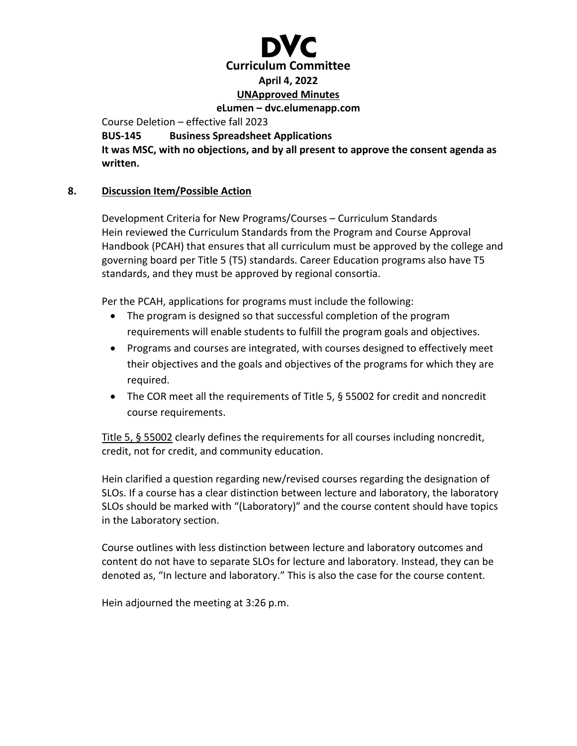Course Deletion – effective fall 2023

**BUS-145 Business Spreadsheet Applications**

**It was MSC, with no objections, and by all present to approve the consent agenda as written.**

## 8. Discussion Item/Possible Action

Development Criteria for New Programs/Courses – Curriculum Standards
Hein reviewed the Curriculum Standards from the Program and Course Approval Handbook (PCAH) that ensures that all curriculum must be approved by the college and governing board per Title 5 (T5) standards. Career Education programs also have T5 standards, and they must be approved by regional consortia.

Per the PCAH, applications for programs must include the following:

- The program is designed so that successful completion of the program requirements will enable students to fulfill the program goals and objectives.
- Programs and courses are integrated, with courses designed to effectively meet their objectives and the goals and objectives of the programs for which they are required.
- The COR meet all the requirements of Title 5, § 55002 for credit and noncredit course requirements.

Title 5, § 55002 clearly defines the requirements for all courses including noncredit, credit, not for credit, and community education.

Hein clarified a question regarding new/revised courses regarding the designation of SLOs. If a course has a clear distinction between lecture and laboratory, the laboratory SLOs should be marked with "(Laboratory)" and the course content should have topics in the Laboratory section.

Course outlines with less distinction between lecture and laboratory outcomes and content do not have to separate SLOs for lecture and laboratory. Instead, they can be denoted as, "In lecture and laboratory." This is also the case for the course content.

Hein adjourned the meeting at 3:26 p.m.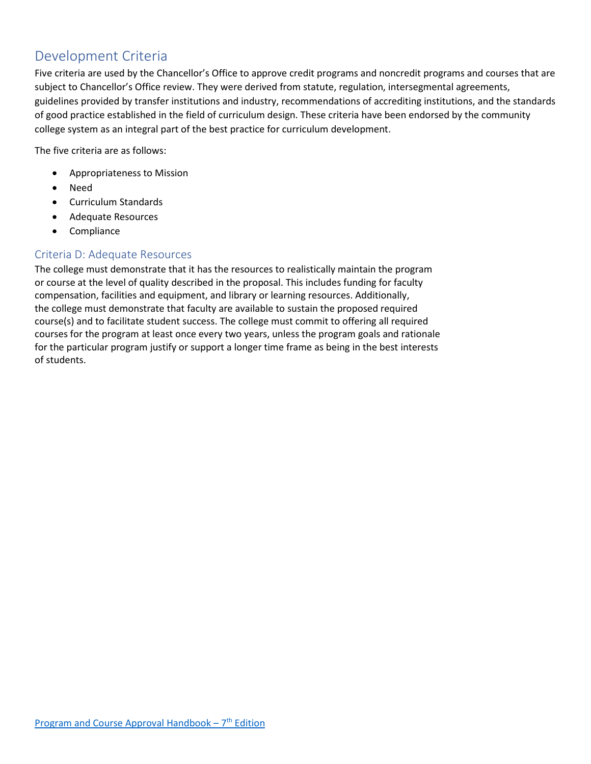## Development Criteria

Five criteria are used by the Chancellor's Office to approve credit programs and noncredit programs and courses that are subject to Chancellor's Office review. They were derived from statute, regulation, intersegmental agreements, guidelines provided by transfer institutions and industry, recommendations of accrediting institutions, and the standards of good practice established in the field of curriculum design. These criteria have been endorsed by the community college system as an integral part of the best practice for curriculum development.

The five criteria are as follows:

- Appropriateness to Mission
- Need
- Curriculum Standards
- Adequate Resources
- Compliance

### Criteria D: Adequate Resources

The college must demonstrate that it has the resources to realistically maintain the program or course at the level of quality described in the proposal. This includes funding for faculty compensation, facilities and equipment, and library or learning resources. Additionally, the college must demonstrate that faculty are available to sustain the proposed required course(s) and to facilitate student success. The college must commit to offering all required courses for the program at least once every two years, unless the program goals and rationale for the particular program justify or support a longer time frame as being in the best interests of students.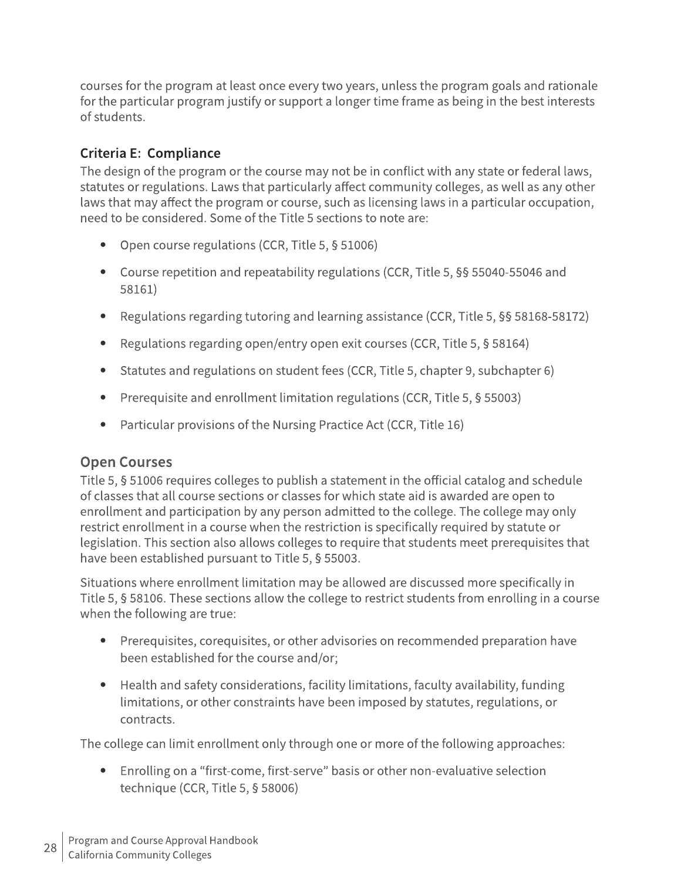courses for the program at least once every two years, unless the program goals and rationale for the particular program justify or support a longer time frame as being in the best interests of students.

### Criteria E: Compliance

The design of the program or the course may not be in conflict with any state or federal laws, statutes or regulations. Laws that particularly affect community colleges, as well as any other laws that may affect the program or course, such as licensing laws in a particular occupation, need to be considered. Some of the Title 5 sections to note are:

- Open course regulations (CCR, Title 5, § 51006)
- Course repetition and repeatability regulations (CCR, Title 5, §§ 55040-55046 and 58161)
- Regulations regarding tutoring and learning assistance (CCR, Title 5, §§ 58168-58172)
- Regulations regarding open/entry open exit courses (CCR, Title 5, § 58164)
- Statutes and regulations on student fees (CCR, Title 5, chapter 9, subchapter 6)
- Prerequisite and enrollment limitation regulations (CCR, Title 5, § 55003)
- Particular provisions of the Nursing Practice Act (CCR, Title 16)

## Open Courses

Title 5, § 51006 requires colleges to publish a statement in the official catalog and schedule of classes that all course sections or classes for which state aid is awarded are open to enrollment and participation by any person admitted to the college. The college may only restrict enrollment in a course when the restriction is specifically required by statute or legislation. This section also allows colleges to require that students meet prerequisites that have been established pursuant to Title 5, § 55003.

Situations where enrollment limitation may be allowed are discussed more specifically in Title 5, § 58106. These sections allow the college to restrict students from enrolling in a course when the following are true:

- Prerequisites, corequisites, or other advisories on recommended preparation have been established for the course and/or;
- Health and safety considerations, facility limitations, faculty availability, funding limitations, or other constraints have been imposed by statutes, regulations, or contracts.

The college can limit enrollment only through one or more of the following approaches:

- Enrolling on a "first-come, first-serve" basis or other non-evaluative selection technique (CCR, Title 5, § 58006)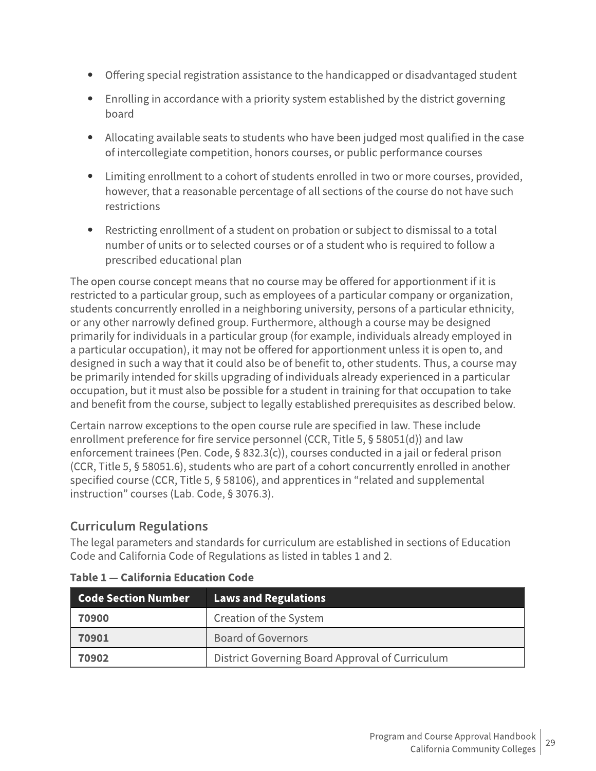- Offering special registration assistance to the handicapped or disadvantaged student
- Enrolling in accordance with a priority system established by the district governing board
- Allocating available seats to students who have been judged most qualified in the case of intercollegiate competition, honors courses, or public performance courses
- Limiting enrollment to a cohort of students enrolled in two or more courses, provided, however, that a reasonable percentage of all sections of the course do not have such restrictions
- Restricting enrollment of a student on probation or subject to dismissal to a total number of units or to selected courses or of a student who is required to follow a prescribed educational plan

The open course concept means that no course may be offered for apportionment if it is restricted to a particular group, such as employees of a particular company or organization, students concurrently enrolled in a neighboring university, persons of a particular ethnicity, or any other narrowly defined group. Furthermore, although a course may be designed primarily for individuals in a particular group (for example, individuals already employed in a particular occupation), it may not be offered for apportionment unless it is open to, and designed in such a way that it could also be of benefit to, other students. Thus, a course may be primarily intended for skills upgrading of individuals already experienced in a particular occupation, but it must also be possible for a student in training for that occupation to take and benefit from the course, subject to legally established prerequisites as described below.

Certain narrow exceptions to the open course rule are specified in law. These include enrollment preference for fire service personnel (CCR, Title 5, § 58051(d)) and law enforcement trainees (Pen. Code, § 832.3(c)), courses conducted in a jail or federal prison (CCR, Title 5, § 58051.6), students who are part of a cohort concurrently enrolled in another specified course (CCR, Title 5, § 58106), and apprentices in "related and supplemental instruction" courses (Lab. Code, § 3076.3).

## Curriculum Regulations

The legal parameters and standards for curriculum are established in sections of Education Code and California Code of Regulations as listed in tables 1 and 2.

**Table 1 — California Education Code**

| Code Section Number | Laws and Regulations |
|---|---|
| **70900** | Creation of the System |
| **70901** | Board of Governors |
| **70902** | District Governing Board Approval of Curriculum |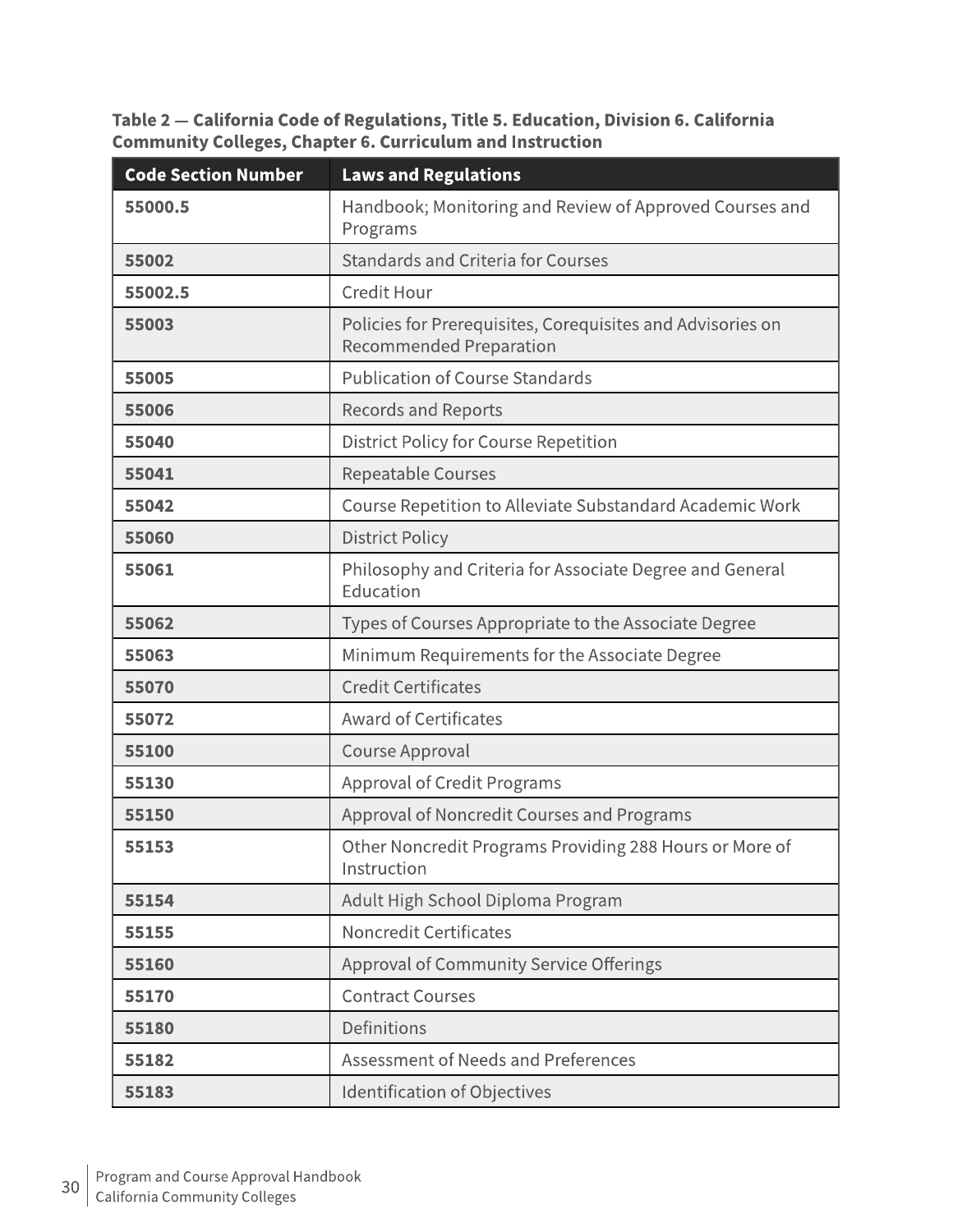**Table 2 — California Code of Regulations, Title 5. Education, Division 6. California Community Colleges, Chapter 6. Curriculum and Instruction**

| Code Section Number | Laws and Regulations |
| --- | --- |
| **55000.5** | Handbook; Monitoring and Review of Approved Courses and Programs |
| **55002** | Standards and Criteria for Courses |
| **55002.5** | Credit Hour |
| **55003** | Policies for Prerequisites, Corequisites and Advisories on Recommended Preparation |
| **55005** | Publication of Course Standards |
| **55006** | Records and Reports |
| **55040** | District Policy for Course Repetition |
| **55041** | Repeatable Courses |
| **55042** | Course Repetition to Alleviate Substandard Academic Work |
| **55060** | District Policy |
| **55061** | Philosophy and Criteria for Associate Degree and General Education |
| **55062** | Types of Courses Appropriate to the Associate Degree |
| **55063** | Minimum Requirements for the Associate Degree |
| **55070** | Credit Certificates |
| **55072** | Award of Certificates |
| **55100** | Course Approval |
| **55130** | Approval of Credit Programs |
| **55150** | Approval of Noncredit Courses and Programs |
| **55153** | Other Noncredit Programs Providing 288 Hours or More of Instruction |
| **55154** | Adult High School Diploma Program |
| **55155** | Noncredit Certificates |
| **55160** | Approval of Community Service Offerings |
| **55170** | Contract Courses |
| **55180** | Definitions |
| **55182** | Assessment of Needs and Preferences |
| **55183** | Identification of Objectives |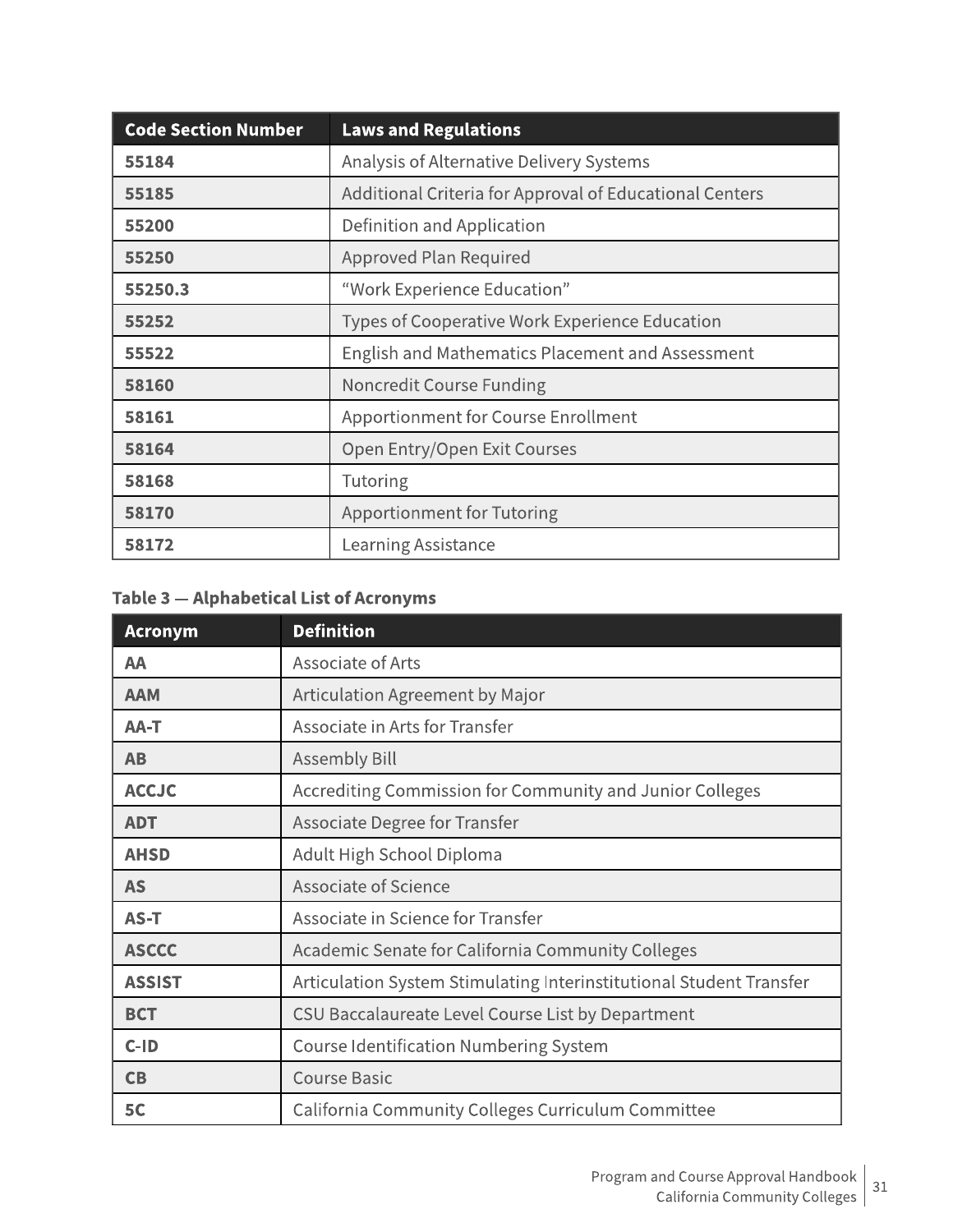| Code Section Number | Laws and Regulations |
|---|---|
| **55184** | Analysis of Alternative Delivery Systems |
| **55185** | Additional Criteria for Approval of Educational Centers |
| **55200** | Definition and Application |
| **55250** | Approved Plan Required |
| **55250.3** | "Work Experience Education" |
| **55252** | Types of Cooperative Work Experience Education |
| **55522** | English and Mathematics Placement and Assessment |
| **58160** | Noncredit Course Funding |
| **58161** | Apportionment for Course Enrollment |
| **58164** | Open Entry/Open Exit Courses |
| **58168** | Tutoring |
| **58170** | Apportionment for Tutoring |
| **58172** | Learning Assistance |

**Table 3 — Alphabetical List of Acronyms**

| Acronym | Definition |
|---|---|
| **AA** | Associate of Arts |
| **AAM** | Articulation Agreement by Major |
| **AA-T** | Associate in Arts for Transfer |
| **AB** | Assembly Bill |
| **ACCJC** | Accrediting Commission for Community and Junior Colleges |
| **ADT** | Associate Degree for Transfer |
| **AHSD** | Adult High School Diploma |
| **AS** | Associate of Science |
| **AS-T** | Associate in Science for Transfer |
| **ASCCC** | Academic Senate for California Community Colleges |
| **ASSIST** | Articulation System Stimulating Interinstitutional Student Transfer |
| **BCT** | CSU Baccalaureate Level Course List by Department |
| **C-ID** | Course Identification Numbering System |
| **CB** | Course Basic |
| **5C** | California Community Colleges Curriculum Committee |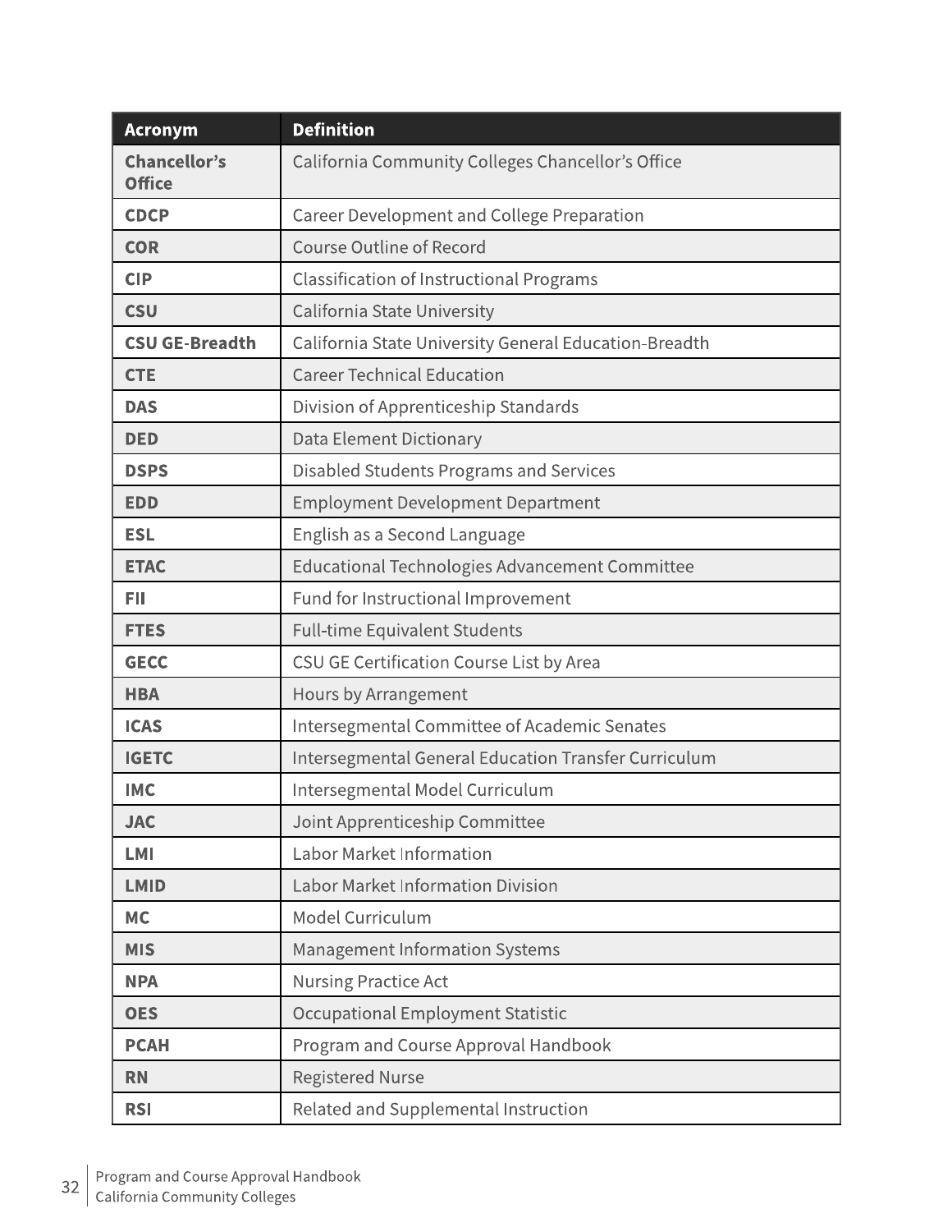| Acronym | Definition |
| --- | --- |
| **Chancellor's Office** | California Community Colleges Chancellor's Office |
| **CDCP** | Career Development and College Preparation |
| **COR** | Course Outline of Record |
| **CIP** | Classification of Instructional Programs |
| **CSU** | California State University |
| **CSU GE-Breadth** | California State University General Education-Breadth |
| **CTE** | Career Technical Education |
| **DAS** | Division of Apprenticeship Standards |
| **DED** | Data Element Dictionary |
| **DSPS** | Disabled Students Programs and Services |
| **EDD** | Employment Development Department |
| **ESL** | English as a Second Language |
| **ETAC** | Educational Technologies Advancement Committee |
| **FII** | Fund for Instructional Improvement |
| **FTES** | Full-time Equivalent Students |
| **GECC** | CSU GE Certification Course List by Area |
| **HBA** | Hours by Arrangement |
| **ICAS** | Intersegmental Committee of Academic Senates |
| **IGETC** | Intersegmental General Education Transfer Curriculum |
| **IMC** | Intersegmental Model Curriculum |
| **JAC** | Joint Apprenticeship Committee |
| **LMI** | Labor Market Information |
| **LMID** | Labor Market Information Division |
| **MC** | Model Curriculum |
| **MIS** | Management Information Systems |
| **NPA** | Nursing Practice Act |
| **OES** | Occupational Employment Statistic |
| **PCAH** | Program and Course Approval Handbook |
| **RN** | Registered Nurse |
| **RSI** | Related and Supplemental Instruction |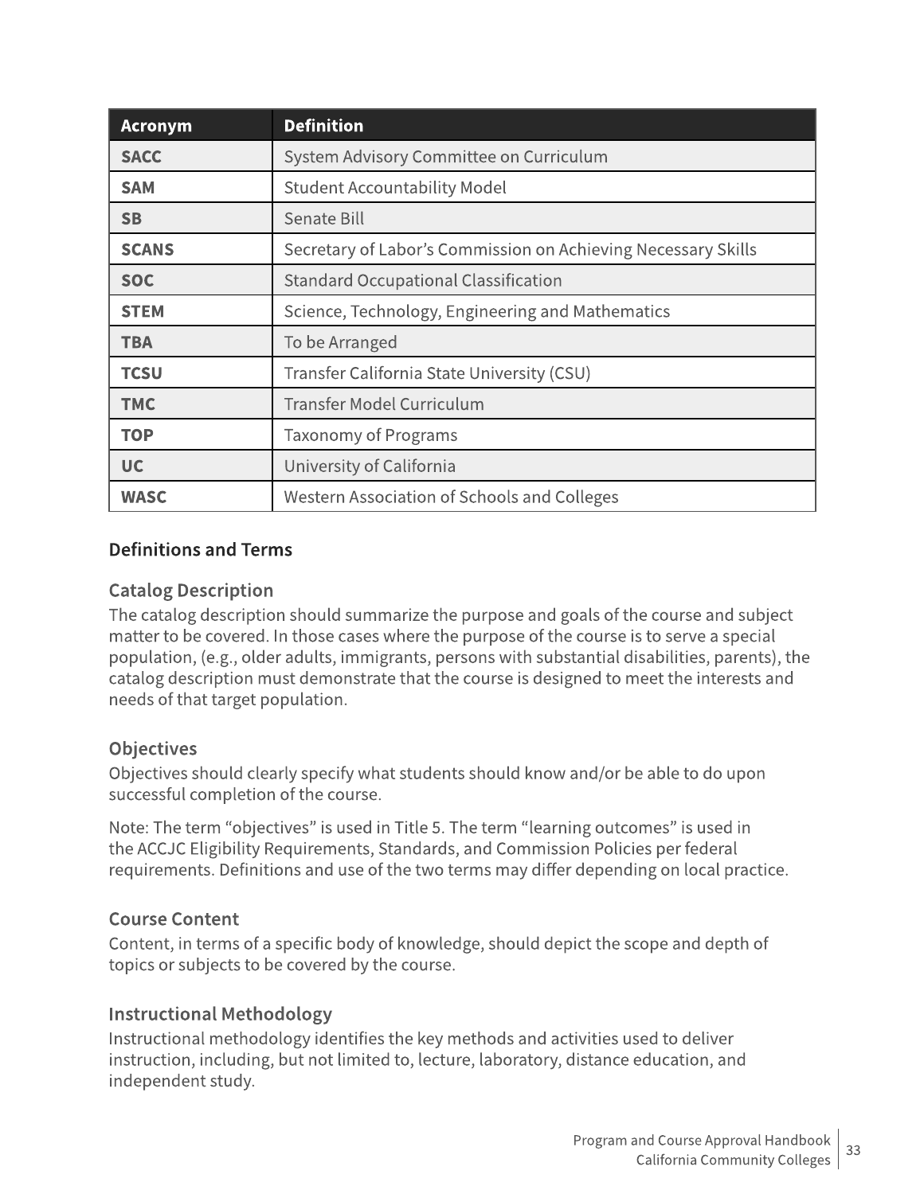| Acronym | Definition |
| --- | --- |
| **SACC** | System Advisory Committee on Curriculum |
| **SAM** | Student Accountability Model |
| **SB** | Senate Bill |
| **SCANS** | Secretary of Labor's Commission on Achieving Necessary Skills |
| **SOC** | Standard Occupational Classification |
| **STEM** | Science, Technology, Engineering and Mathematics |
| **TBA** | To be Arranged |
| **TCSU** | Transfer California State University (CSU) |
| **TMC** | Transfer Model Curriculum |
| **TOP** | Taxonomy of Programs |
| **UC** | University of California |
| **WASC** | Western Association of Schools and Colleges |

## Definitions and Terms

### Catalog Description

The catalog description should summarize the purpose and goals of the course and subject matter to be covered. In those cases where the purpose of the course is to serve a special population, (e.g., older adults, immigrants, persons with substantial disabilities, parents), the catalog description must demonstrate that the course is designed to meet the interests and needs of that target population.

### Objectives

Objectives should clearly specify what students should know and/or be able to do upon successful completion of the course.

Note: The term "objectives" is used in Title 5. The term "learning outcomes" is used in the ACCJC Eligibility Requirements, Standards, and Commission Policies per federal requirements. Definitions and use of the two terms may differ depending on local practice.

### Course Content

Content, in terms of a specific body of knowledge, should depict the scope and depth of topics or subjects to be covered by the course.

### Instructional Methodology

Instructional methodology identifies the key methods and activities used to deliver instruction, including, but not limited to, lecture, laboratory, distance education, and independent study.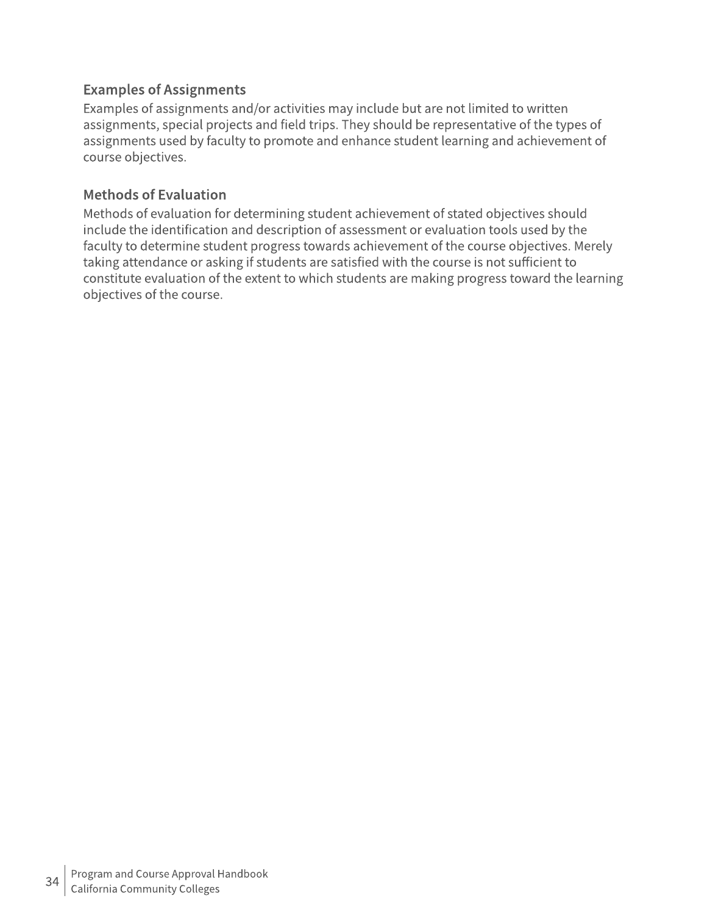### Examples of Assignments

Examples of assignments and/or activities may include but are not limited to written assignments, special projects and field trips. They should be representative of the types of assignments used by faculty to promote and enhance student learning and achievement of course objectives.

### Methods of Evaluation

Methods of evaluation for determining student achievement of stated objectives should include the identification and description of assessment or evaluation tools used by the faculty to determine student progress towards achievement of the course objectives. Merely taking attendance or asking if students are satisfied with the course is not sufficient to constitute evaluation of the extent to which students are making progress toward the learning objectives of the course.